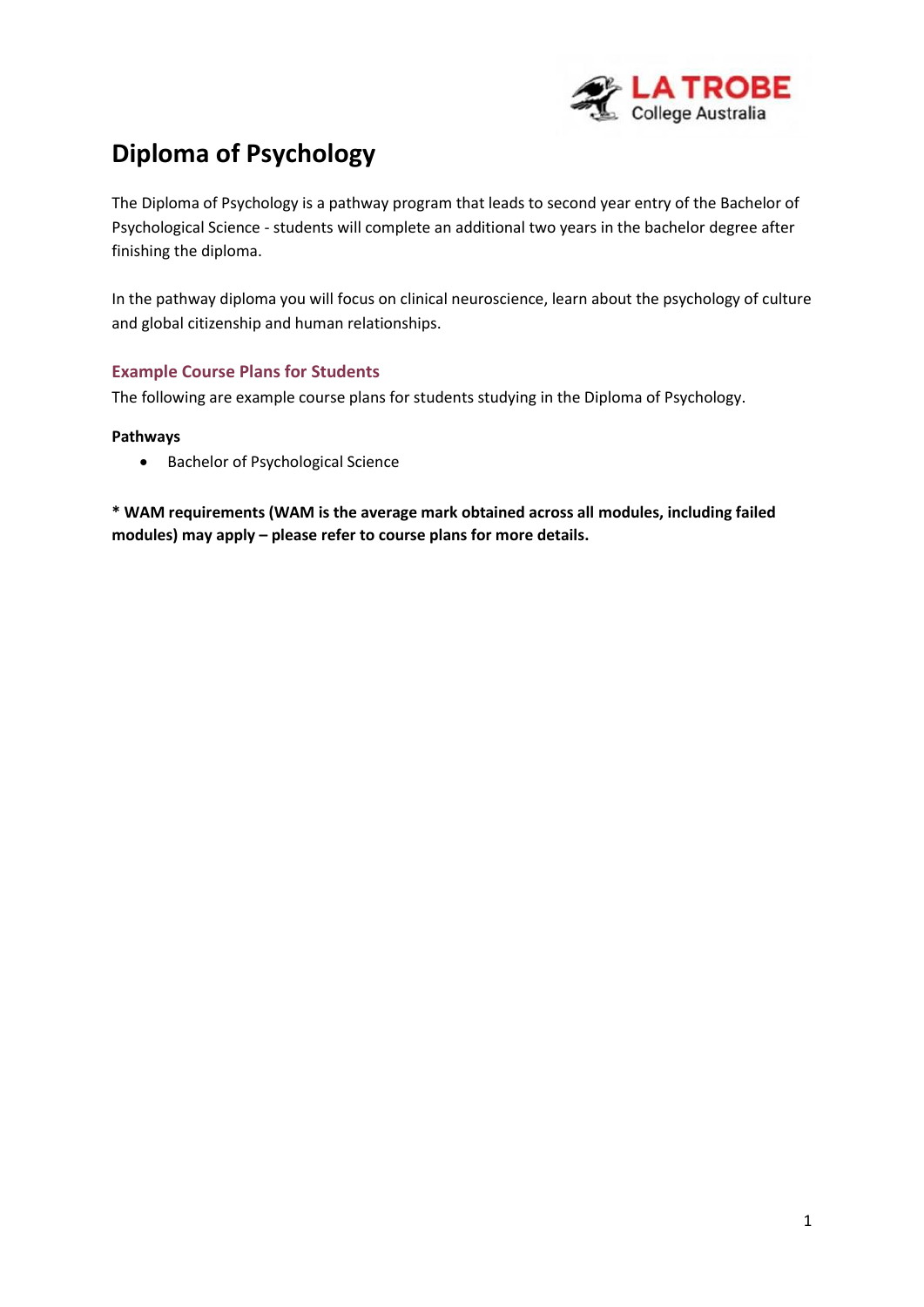# Diploma of Psychology

The Diploma of Psychology is a pathway program that leads to second year entry of the Bachelor of Psychological Science - students will complete an additional two years in the bachelor degree after finishing the diploma.

In the pathway diploma you will focus on clinical neuroscience, learn about the psychology of culture and global citizenship and human relationships.

## Example Course Plans for Students

The following are example course plans for students studying in the Diploma of Psychology.

**Pathways**

- Bachelor of Psychological Science

**\* WAM requirements (WAM is the average mark obtained across all modules, including failed modules) may apply – please refer to course plans for more details.**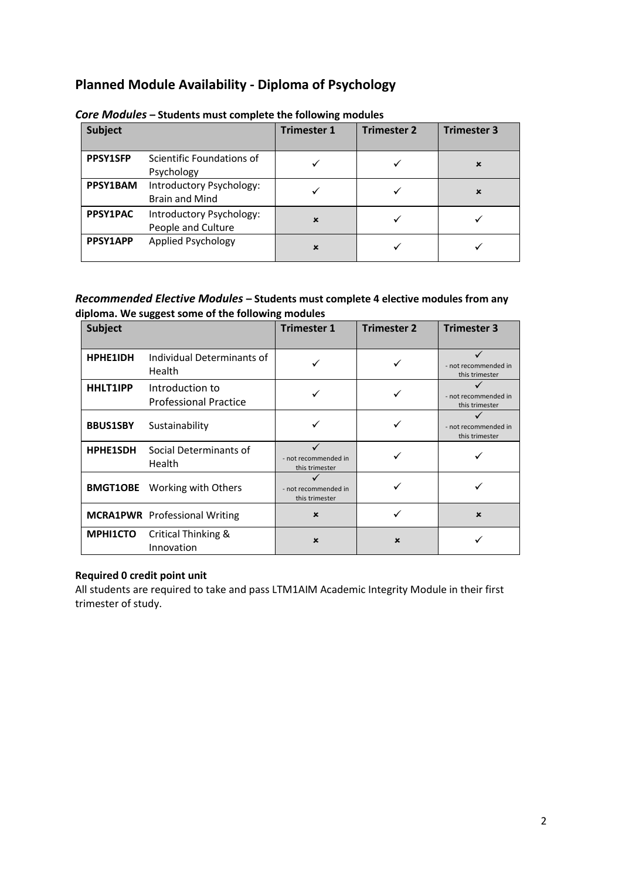## Planned Module Availability - Diploma of Psychology

***Core Modules*** **– Students must complete the following modules**

| Subject | | Trimester 1 | Trimester 2 | Trimester 3 |
|---|---|---|---|---|
| **PPSY1SFP** | Scientific Foundations of Psychology | ✓ | ✓ | ✗ |
| **PPSY1BAM** | Introductory Psychology: Brain and Mind | ✓ | ✓ | ✗ |
| **PPSY1PAC** | Introductory Psychology: People and Culture | ✗ | ✓ | ✓ |
| **PPSY1APP** | Applied Psychology | ✗ | ✓ | ✓ |

***Recommended Elective Modules*** **– Students must complete 4 elective modules from any diploma. We suggest some of the following modules**

| Subject | | Trimester 1 | Trimester 2 | Trimester 3 |
|---|---|---|---|---|
| **HPHE1IDH** | Individual Determinants of Health | ✓ | ✓ | ✓ - not recommended in this trimester |
| **HHLT1IPP** | Introduction to Professional Practice | ✓ | ✓ | ✓ - not recommended in this trimester |
| **BBUS1SBY** | Sustainability | ✓ | ✓ | ✓ - not recommended in this trimester |
| **HPHE1SDH** | Social Determinants of Health | ✓ - not recommended in this trimester | ✓ | ✓ |
| **BMGT1OBE** | Working with Others | ✓ - not recommended in this trimester | ✓ | ✓ |
| **MCRA1PWR** | Professional Writing | ✗ | ✓ | ✗ |
| **MPHI1CTO** | Critical Thinking & Innovation | ✗ | ✗ | ✓ |

**Required 0 credit point unit**

All students are required to take and pass LTM1AIM Academic Integrity Module in their first trimester of study.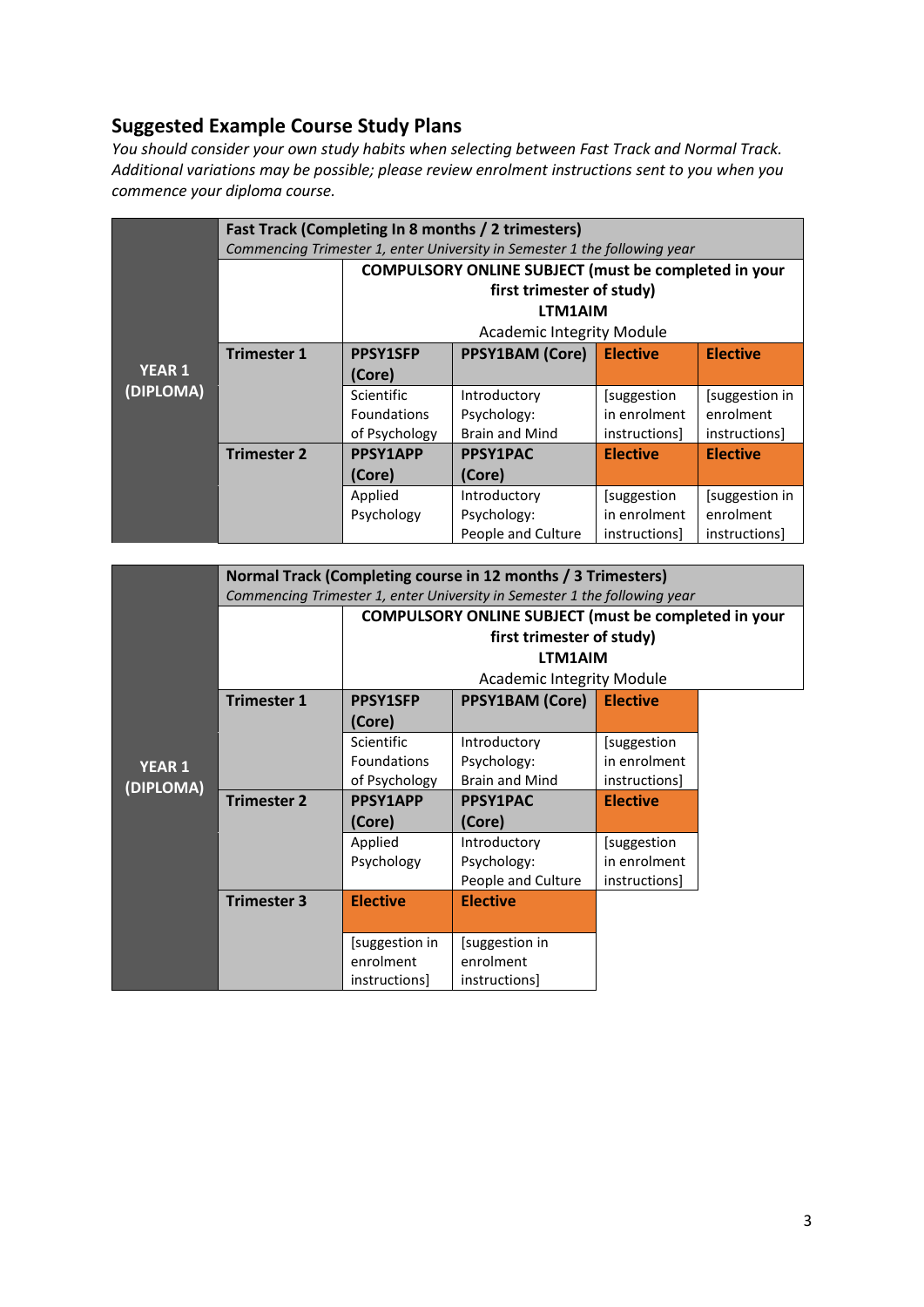## Suggested Example Course Study Plans

*You should consider your own study habits when selecting between Fast Track and Normal Track. Additional variations may be possible; please review enrolment instructions sent to you when you commence your diploma course.*

| | **Fast Track (Completing In 8 months / 2 trimesters)** *Commencing Trimester 1, enter University in Semester 1 the following year* | | | | |
|---|---|---|---|---|---|
| **YEAR 1 (DIPLOMA)** | | **COMPULSORY ONLINE SUBJECT (must be completed in your first trimester of study) LTM1AIM** Academic Integrity Module | | | |
| | **Trimester 1** | **PPSY1SFP (Core)** | **PPSY1BAM (Core)** | **Elective** | **Elective** |
| | | Scientific Foundations of Psychology | Introductory Psychology: Brain and Mind | [suggestion in enrolment instructions] | [suggestion in enrolment instructions] |
| | **Trimester 2** | **PPSY1APP (Core)** | **PPSY1PAC (Core)** | **Elective** | **Elective** |
| | | Applied Psychology | Introductory Psychology: People and Culture | [suggestion in enrolment instructions] | [suggestion in enrolment instructions] |

| | **Normal Track (Completing course in 12 months / 3 Trimesters)** *Commencing Trimester 1, enter University in Semester 1 the following year* | | | |
|---|---|---|---|---|
| **YEAR 1 (DIPLOMA)** | | **COMPULSORY ONLINE SUBJECT (must be completed in your first trimester of study) LTM1AIM** Academic Integrity Module | | |
| | **Trimester 1** | **PPSY1SFP (Core)** | **PPSY1BAM (Core)** | **Elective** |
| | | Scientific Foundations of Psychology | Introductory Psychology: Brain and Mind | [suggestion in enrolment instructions] |
| | **Trimester 2** | **PPSY1APP (Core)** | **PPSY1PAC (Core)** | **Elective** |
| | | Applied Psychology | Introductory Psychology: People and Culture | [suggestion in enrolment instructions] |
| | **Trimester 3** | **Elective** | **Elective** | |
| | | [suggestion in enrolment instructions] | [suggestion in enrolment instructions] | |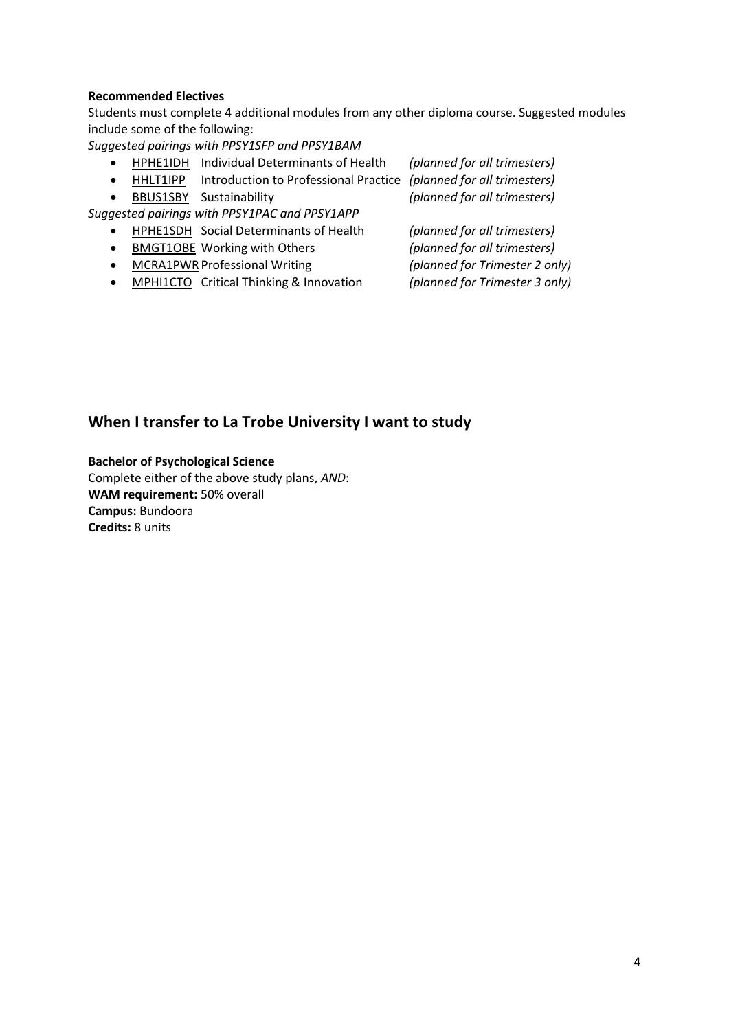**Recommended Electives**

Students must complete 4 additional modules from any other diploma course. Suggested modules include some of the following:

*Suggested pairings with PPSY1SFP and PPSY1BAM*

- HPHE1IDH Individual Determinants of Health *(planned for all trimesters)*
- HHLT1IPP Introduction to Professional Practice *(planned for all trimesters)*
- BBUS1SBY Sustainability *(planned for all trimesters)*

*Suggested pairings with PPSY1PAC and PPSY1APP*

- HPHE1SDH Social Determinants of Health *(planned for all trimesters)*
- BMGT1OBE Working with Others *(planned for all trimesters)*
- MCRA1PWR Professional Writing *(planned for Trimester 2 only)*
- MPHI1CTO Critical Thinking & Innovation *(planned for Trimester 3 only)*

## When I transfer to La Trobe University I want to study

**Bachelor of Psychological Science**

Complete either of the above study plans, *AND*:
**WAM requirement:** 50% overall
**Campus:** Bundoora
**Credits:** 8 units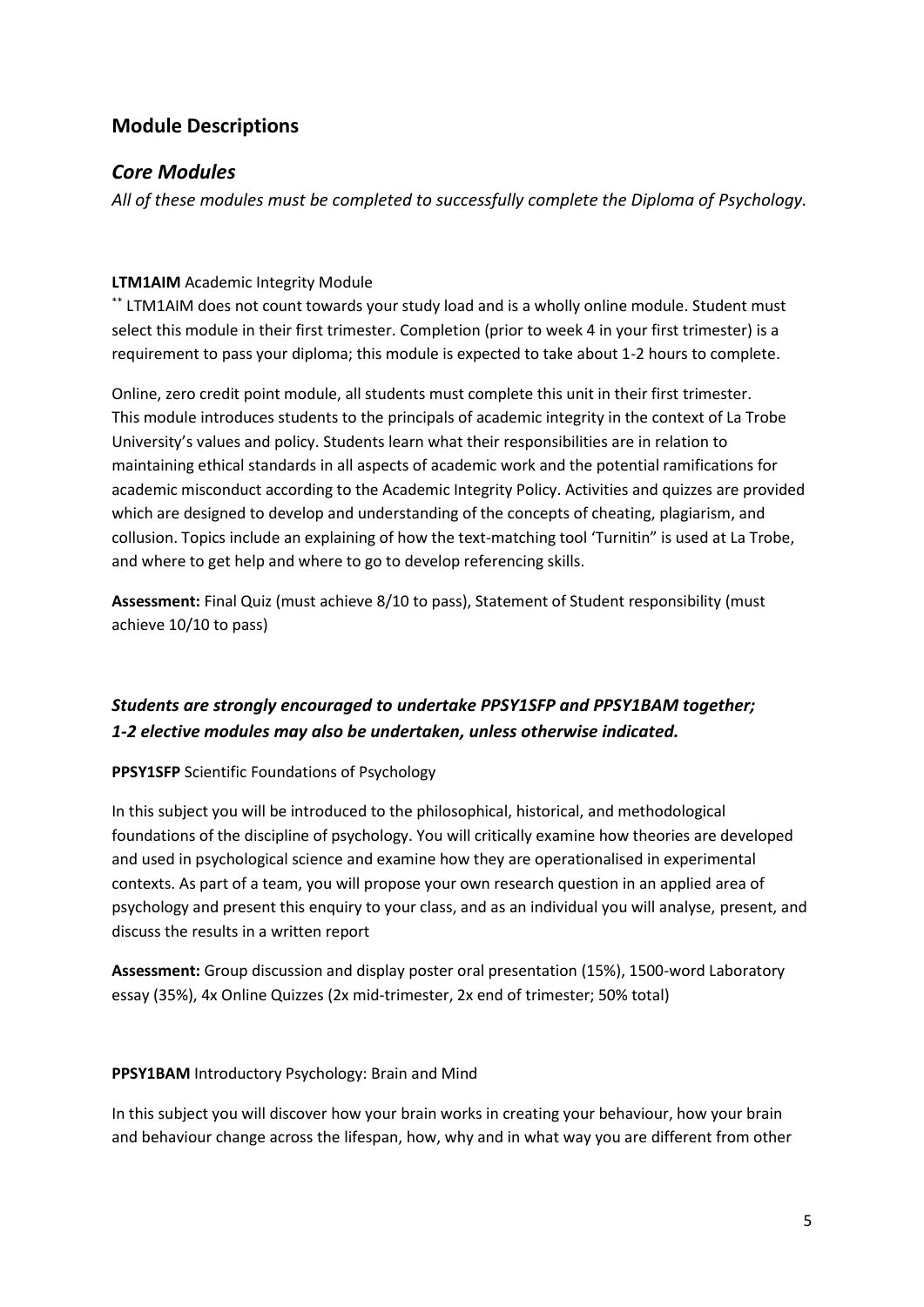## Module Descriptions

### *Core Modules*

*All of these modules must be completed to successfully complete the Diploma of Psychology.*

**LTM1AIM** Academic Integrity Module

** LTM1AIM does not count towards your study load and is a wholly online module. Student must select this module in their first trimester. Completion (prior to week 4 in your first trimester) is a requirement to pass your diploma; this module is expected to take about 1-2 hours to complete.

Online, zero credit point module, all students must complete this unit in their first trimester. This module introduces students to the principals of academic integrity in the context of La Trobe University's values and policy. Students learn what their responsibilities are in relation to maintaining ethical standards in all aspects of academic work and the potential ramifications for academic misconduct according to the Academic Integrity Policy. Activities and quizzes are provided which are designed to develop and understanding of the concepts of cheating, plagiarism, and collusion. Topics include an explaining of how the text-matching tool 'Turnitin" is used at La Trobe, and where to get help and where to go to develop referencing skills.

**Assessment:** Final Quiz (must achieve 8/10 to pass), Statement of Student responsibility (must achieve 10/10 to pass)

***Students are strongly encouraged to undertake PPSY1SFP and PPSY1BAM together; 1-2 elective modules may also be undertaken, unless otherwise indicated.***

**PPSY1SFP** Scientific Foundations of Psychology

In this subject you will be introduced to the philosophical, historical, and methodological foundations of the discipline of psychology. You will critically examine how theories are developed and used in psychological science and examine how they are operationalised in experimental contexts. As part of a team, you will propose your own research question in an applied area of psychology and present this enquiry to your class, and as an individual you will analyse, present, and discuss the results in a written report

**Assessment:** Group discussion and display poster oral presentation (15%), 1500-word Laboratory essay (35%), 4x Online Quizzes (2x mid-trimester, 2x end of trimester; 50% total)

**PPSY1BAM** Introductory Psychology: Brain and Mind

In this subject you will discover how your brain works in creating your behaviour, how your brain and behaviour change across the lifespan, how, why and in what way you are different from other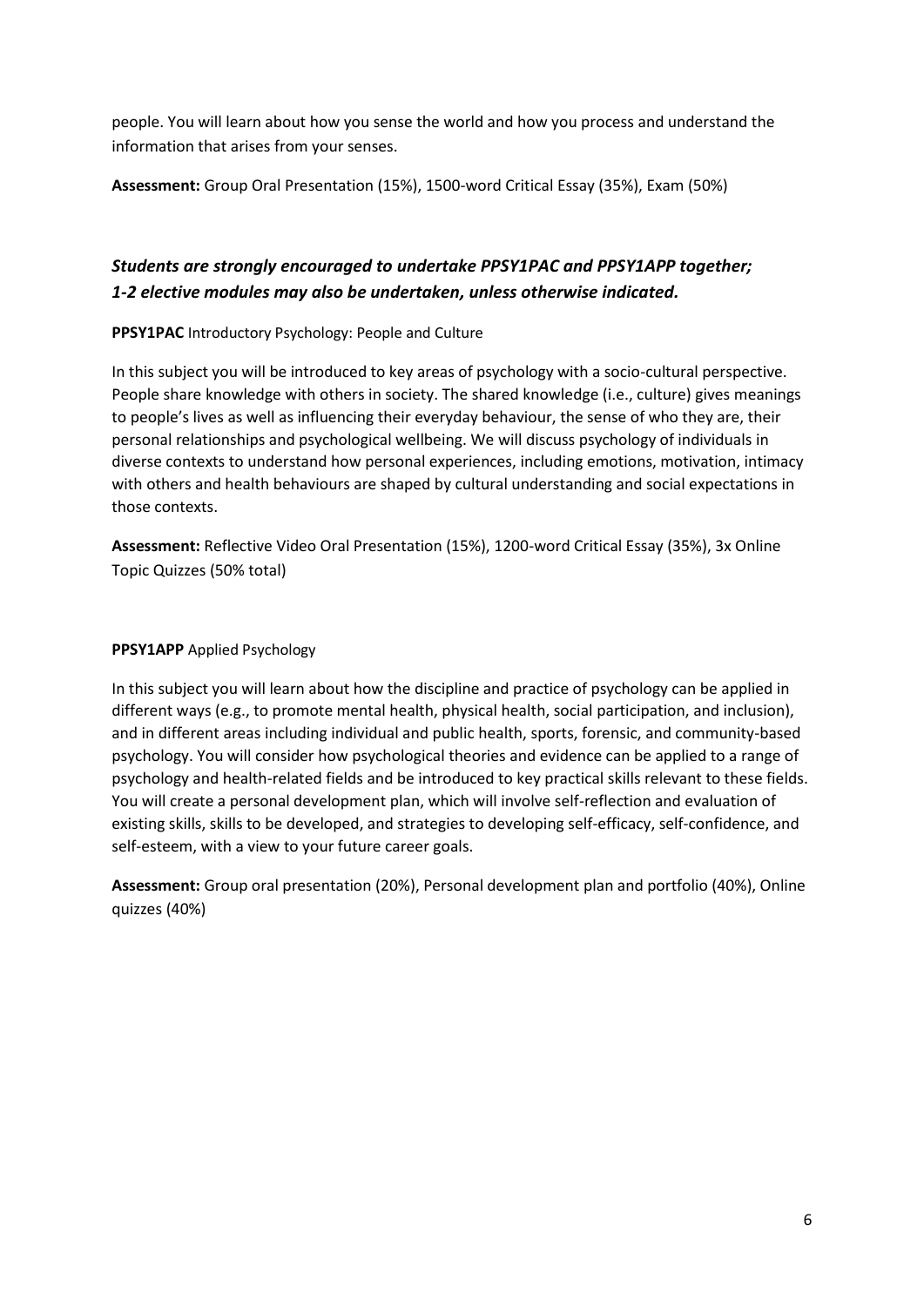people. You will learn about how you sense the world and how you process and understand the information that arises from your senses.

**Assessment:** Group Oral Presentation (15%), 1500-word Critical Essay (35%), Exam (50%)

### ***Students are strongly encouraged to undertake PPSY1PAC and PPSY1APP together; 1-2 elective modules may also be undertaken, unless otherwise indicated.***

**PPSY1PAC** Introductory Psychology: People and Culture

In this subject you will be introduced to key areas of psychology with a socio-cultural perspective. People share knowledge with others in society. The shared knowledge (i.e., culture) gives meanings to people's lives as well as influencing their everyday behaviour, the sense of who they are, their personal relationships and psychological wellbeing. We will discuss psychology of individuals in diverse contexts to understand how personal experiences, including emotions, motivation, intimacy with others and health behaviours are shaped by cultural understanding and social expectations in those contexts.

**Assessment:** Reflective Video Oral Presentation (15%), 1200-word Critical Essay (35%), 3x Online Topic Quizzes (50% total)

**PPSY1APP** Applied Psychology

In this subject you will learn about how the discipline and practice of psychology can be applied in different ways (e.g., to promote mental health, physical health, social participation, and inclusion), and in different areas including individual and public health, sports, forensic, and community-based psychology. You will consider how psychological theories and evidence can be applied to a range of psychology and health-related fields and be introduced to key practical skills relevant to these fields. You will create a personal development plan, which will involve self-reflection and evaluation of existing skills, skills to be developed, and strategies to developing self-efficacy, self-confidence, and self-esteem, with a view to your future career goals.

**Assessment:** Group oral presentation (20%), Personal development plan and portfolio (40%), Online quizzes (40%)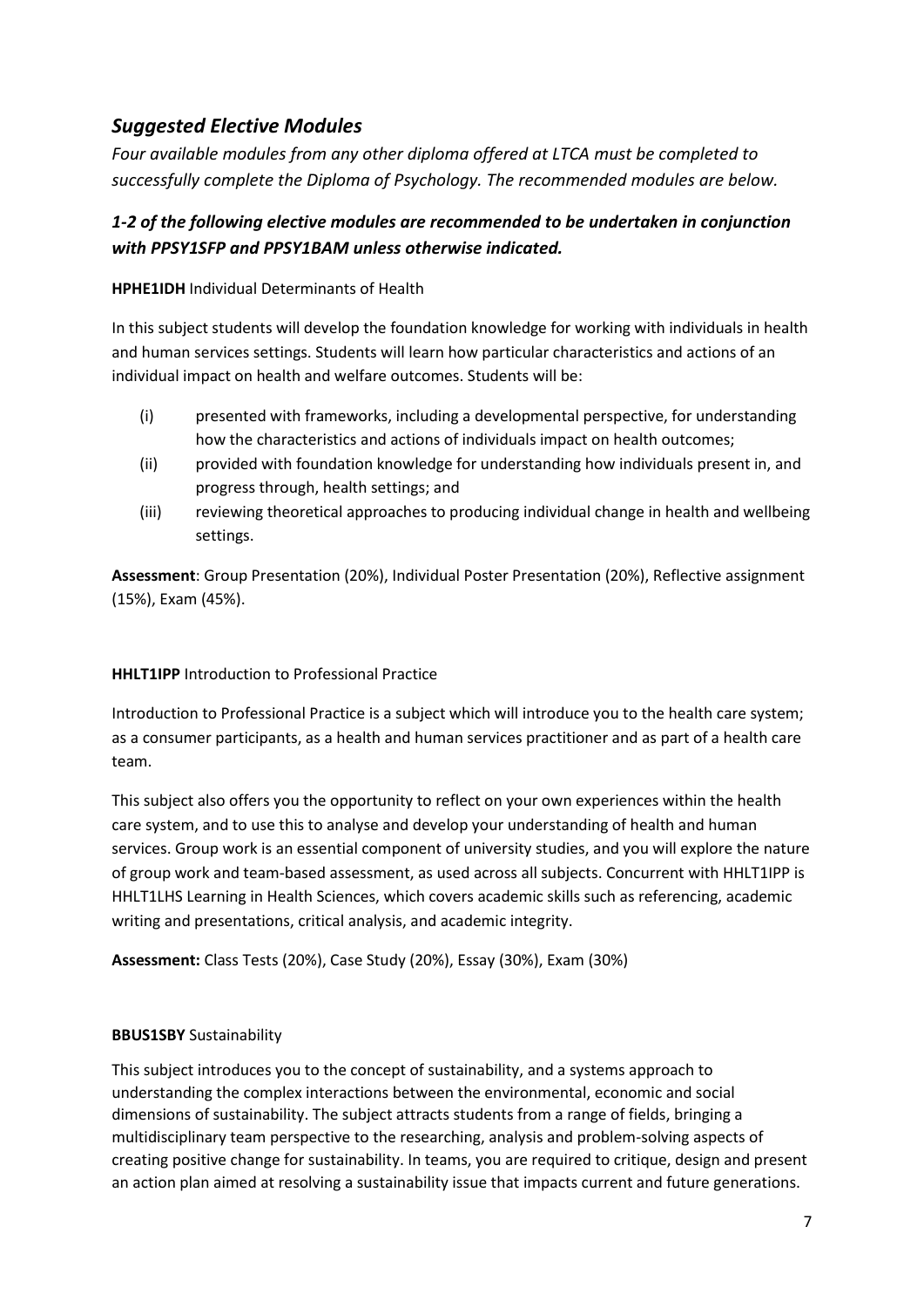## *Suggested Elective Modules*

*Four available modules from any other diploma offered at LTCA must be completed to successfully complete the Diploma of Psychology. The recommended modules are below.*

### *1-2 of the following elective modules are recommended to be undertaken in conjunction with PPSY1SFP and PPSY1BAM unless otherwise indicated.*

**HPHE1IDH** Individual Determinants of Health

In this subject students will develop the foundation knowledge for working with individuals in health and human services settings. Students will learn how particular characteristics and actions of an individual impact on health and welfare outcomes. Students will be:

(i) presented with frameworks, including a developmental perspective, for understanding how the characteristics and actions of individuals impact on health outcomes;

(ii) provided with foundation knowledge for understanding how individuals present in, and progress through, health settings; and

(iii) reviewing theoretical approaches to producing individual change in health and wellbeing settings.

**Assessment**: Group Presentation (20%), Individual Poster Presentation (20%), Reflective assignment (15%), Exam (45%).

**HHLT1IPP** Introduction to Professional Practice

Introduction to Professional Practice is a subject which will introduce you to the health care system; as a consumer participants, as a health and human services practitioner and as part of a health care team.

This subject also offers you the opportunity to reflect on your own experiences within the health care system, and to use this to analyse and develop your understanding of health and human services. Group work is an essential component of university studies, and you will explore the nature of group work and team-based assessment, as used across all subjects. Concurrent with HHLT1IPP is HHLT1LHS Learning in Health Sciences, which covers academic skills such as referencing, academic writing and presentations, critical analysis, and academic integrity.

**Assessment:** Class Tests (20%), Case Study (20%), Essay (30%), Exam (30%)

**BBUS1SBY** Sustainability

This subject introduces you to the concept of sustainability, and a systems approach to understanding the complex interactions between the environmental, economic and social dimensions of sustainability. The subject attracts students from a range of fields, bringing a multidisciplinary team perspective to the researching, analysis and problem-solving aspects of creating positive change for sustainability. In teams, you are required to critique, design and present an action plan aimed at resolving a sustainability issue that impacts current and future generations.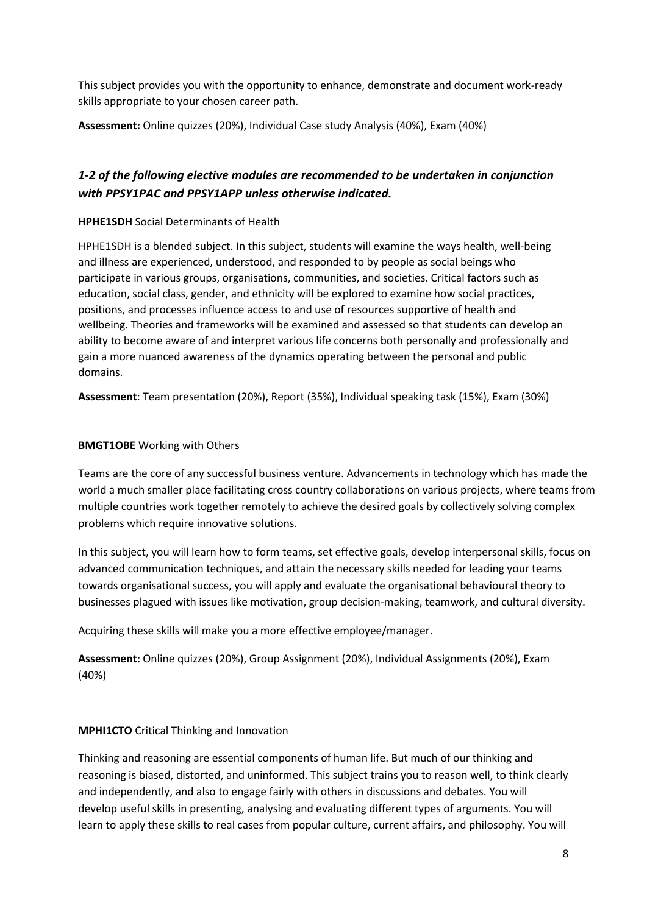This subject provides you with the opportunity to enhance, demonstrate and document work-ready skills appropriate to your chosen career path.

**Assessment:** Online quizzes (20%), Individual Case study Analysis (40%), Exam (40%)

### *1-2 of the following elective modules are recommended to be undertaken in conjunction with PPSY1PAC and PPSY1APP unless otherwise indicated.*

**HPHE1SDH** Social Determinants of Health

HPHE1SDH is a blended subject. In this subject, students will examine the ways health, well-being and illness are experienced, understood, and responded to by people as social beings who participate in various groups, organisations, communities, and societies. Critical factors such as education, social class, gender, and ethnicity will be explored to examine how social practices, positions, and processes influence access to and use of resources supportive of health and wellbeing. Theories and frameworks will be examined and assessed so that students can develop an ability to become aware of and interpret various life concerns both personally and professionally and gain a more nuanced awareness of the dynamics operating between the personal and public domains.

**Assessment**: Team presentation (20%), Report (35%), Individual speaking task (15%), Exam (30%)

**BMGT1OBE** Working with Others

Teams are the core of any successful business venture. Advancements in technology which has made the world a much smaller place facilitating cross country collaborations on various projects, where teams from multiple countries work together remotely to achieve the desired goals by collectively solving complex problems which require innovative solutions.

In this subject, you will learn how to form teams, set effective goals, develop interpersonal skills, focus on advanced communication techniques, and attain the necessary skills needed for leading your teams towards organisational success, you will apply and evaluate the organisational behavioural theory to businesses plagued with issues like motivation, group decision-making, teamwork, and cultural diversity.

Acquiring these skills will make you a more effective employee/manager.

**Assessment:** Online quizzes (20%), Group Assignment (20%), Individual Assignments (20%), Exam (40%)

**MPHI1CTO** Critical Thinking and Innovation

Thinking and reasoning are essential components of human life. But much of our thinking and reasoning is biased, distorted, and uninformed. This subject trains you to reason well, to think clearly and independently, and also to engage fairly with others in discussions and debates. You will develop useful skills in presenting, analysing and evaluating different types of arguments. You will learn to apply these skills to real cases from popular culture, current affairs, and philosophy. You will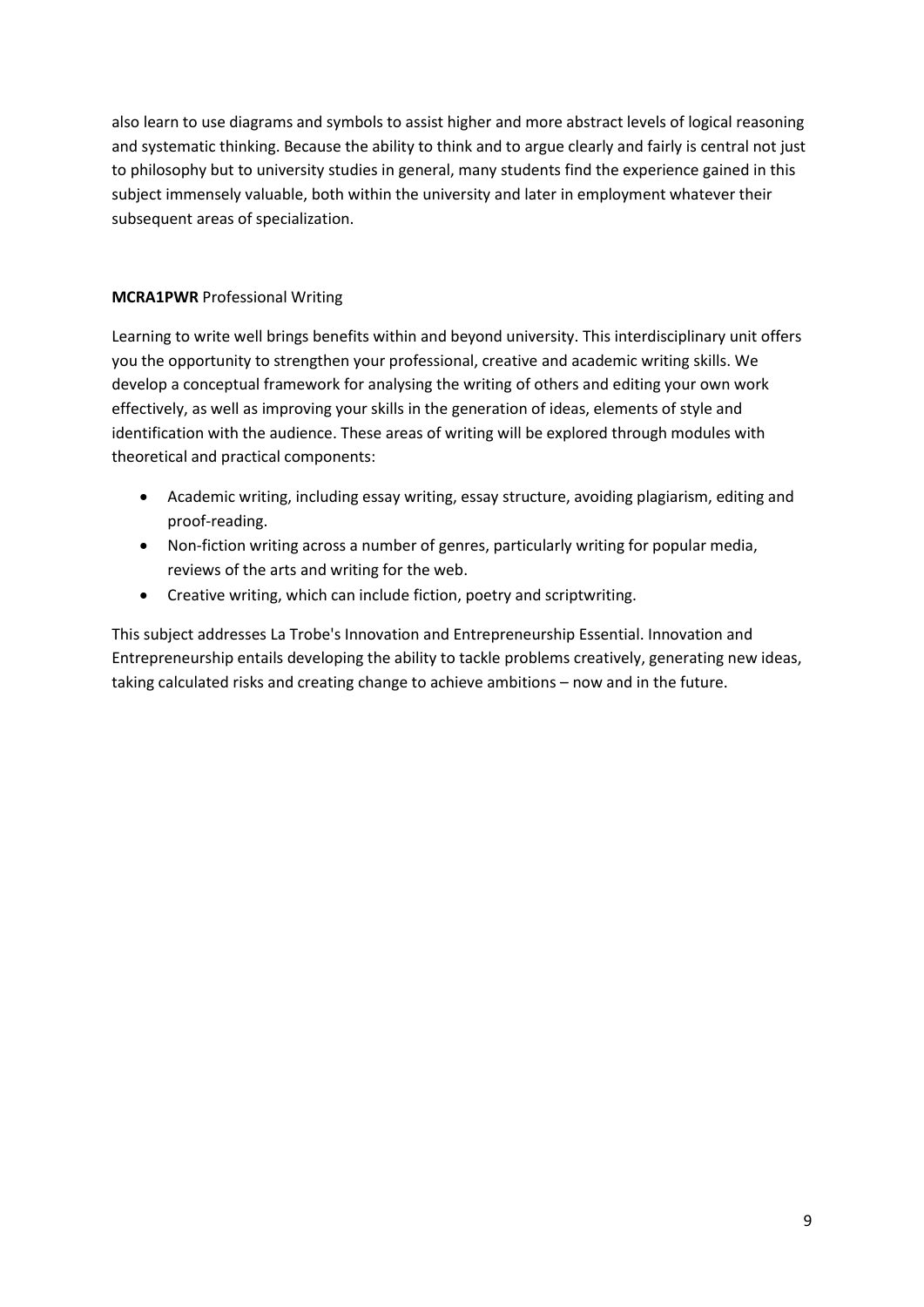also learn to use diagrams and symbols to assist higher and more abstract levels of logical reasoning and systematic thinking. Because the ability to think and to argue clearly and fairly is central not just to philosophy but to university studies in general, many students find the experience gained in this subject immensely valuable, both within the university and later in employment whatever their subsequent areas of specialization.

**MCRA1PWR** Professional Writing

Learning to write well brings benefits within and beyond university. This interdisciplinary unit offers you the opportunity to strengthen your professional, creative and academic writing skills. We develop a conceptual framework for analysing the writing of others and editing your own work effectively, as well as improving your skills in the generation of ideas, elements of style and identification with the audience. These areas of writing will be explored through modules with theoretical and practical components:

- Academic writing, including essay writing, essay structure, avoiding plagiarism, editing and proof-reading.
- Non-fiction writing across a number of genres, particularly writing for popular media, reviews of the arts and writing for the web.
- Creative writing, which can include fiction, poetry and scriptwriting.

This subject addresses La Trobe's Innovation and Entrepreneurship Essential. Innovation and Entrepreneurship entails developing the ability to tackle problems creatively, generating new ideas, taking calculated risks and creating change to achieve ambitions – now and in the future.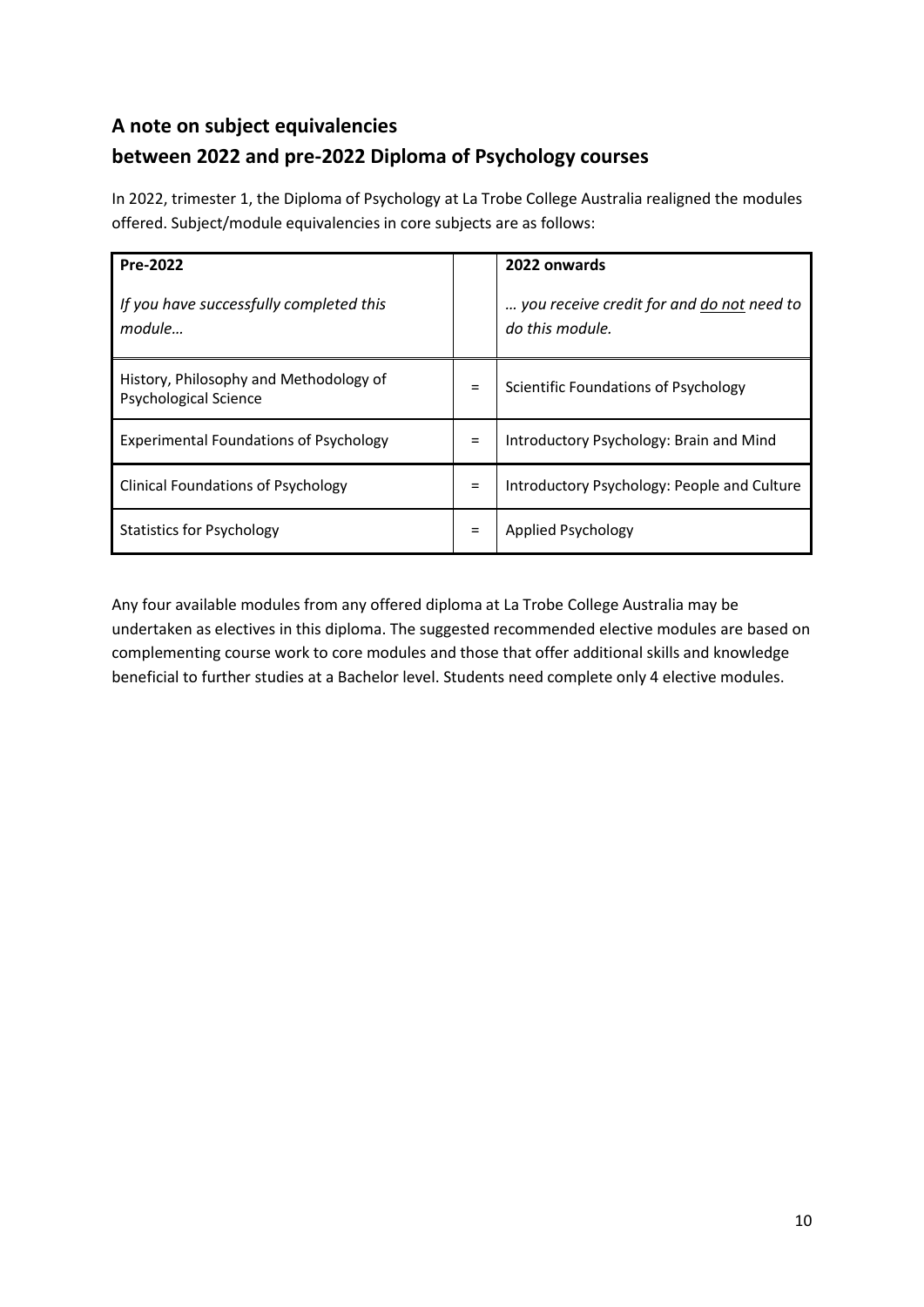## A note on subject equivalencies
## between 2022 and pre-2022 Diploma of Psychology courses

In 2022, trimester 1, the Diploma of Psychology at La Trobe College Australia realigned the modules offered. Subject/module equivalencies in core subjects are as follows:

| **Pre-2022**<br><br>*If you have successfully completed this module…* | | **2022 onwards**<br><br>*… you receive credit for and do not need to do this module.* |
|---|---|---|
| History, Philosophy and Methodology of Psychological Science | = | Scientific Foundations of Psychology |
| Experimental Foundations of Psychology | = | Introductory Psychology: Brain and Mind |
| Clinical Foundations of Psychology | = | Introductory Psychology: People and Culture |
| Statistics for Psychology | = | Applied Psychology |

Any four available modules from any offered diploma at La Trobe College Australia may be undertaken as electives in this diploma. The suggested recommended elective modules are based on complementing course work to core modules and those that offer additional skills and knowledge beneficial to further studies at a Bachelor level. Students need complete only 4 elective modules.